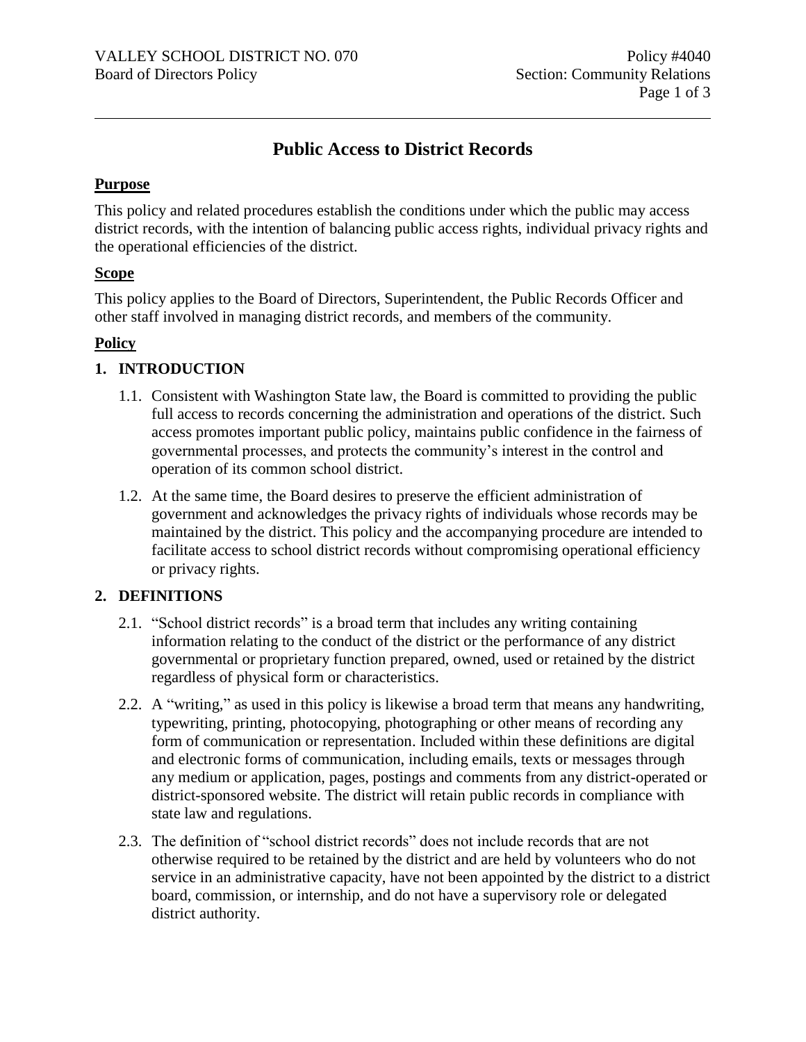# Public Access to District Records

## Purpose

This policy and related procedures establish the conditions under which the public may access district records, with the intention of balancing public access rights, individual privacy rights and the operational efficiencies of the district.

## Scope

This policy applies to the Board of Directors, Superintendent, the Public Records Officer and other staff involved in managing district records, and members of the community.

## Policy

### 1. INTRODUCTION

1.1. Consistent with Washington State law, the Board is committed to providing the public full access to records concerning the administration and operations of the district. Such access promotes important public policy, maintains public confidence in the fairness of governmental processes, and protects the community's interest in the control and operation of its common school district.

1.2. At the same time, the Board desires to preserve the efficient administration of government and acknowledges the privacy rights of individuals whose records may be maintained by the district. This policy and the accompanying procedure are intended to facilitate access to school district records without compromising operational efficiency or privacy rights.

### 2. DEFINITIONS

2.1. "School district records" is a broad term that includes any writing containing information relating to the conduct of the district or the performance of any district governmental or proprietary function prepared, owned, used or retained by the district regardless of physical form or characteristics.

2.2. A "writing," as used in this policy is likewise a broad term that means any handwriting, typewriting, printing, photocopying, photographing or other means of recording any form of communication or representation. Included within these definitions are digital and electronic forms of communication, including emails, texts or messages through any medium or application, pages, postings and comments from any district-operated or district-sponsored website. The district will retain public records in compliance with state law and regulations.

2.3. The definition of "school district records" does not include records that are not otherwise required to be retained by the district and are held by volunteers who do not service in an administrative capacity, have not been appointed by the district to a district board, commission, or internship, and do not have a supervisory role or delegated district authority.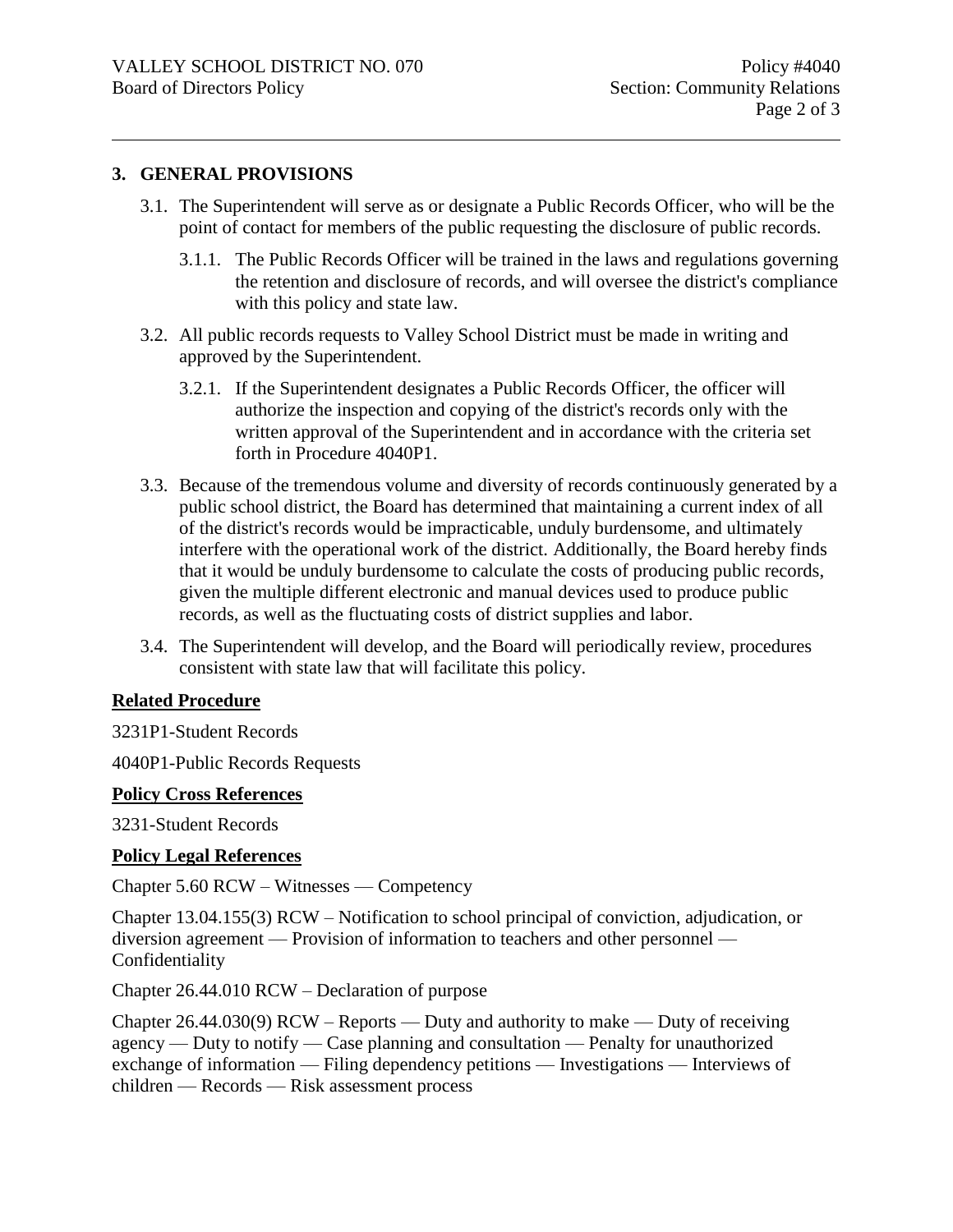## 3. GENERAL PROVISIONS

3.1. The Superintendent will serve as or designate a Public Records Officer, who will be the point of contact for members of the public requesting the disclosure of public records.

3.1.1. The Public Records Officer will be trained in the laws and regulations governing the retention and disclosure of records, and will oversee the district's compliance with this policy and state law.

3.2. All public records requests to Valley School District must be made in writing and approved by the Superintendent.

3.2.1. If the Superintendent designates a Public Records Officer, the officer will authorize the inspection and copying of the district's records only with the written approval of the Superintendent and in accordance with the criteria set forth in Procedure 4040P1.

3.3. Because of the tremendous volume and diversity of records continuously generated by a public school district, the Board has determined that maintaining a current index of all of the district's records would be impracticable, unduly burdensome, and ultimately interfere with the operational work of the district. Additionally, the Board hereby finds that it would be unduly burdensome to calculate the costs of producing public records, given the multiple different electronic and manual devices used to produce public records, as well as the fluctuating costs of district supplies and labor.

3.4. The Superintendent will develop, and the Board will periodically review, procedures consistent with state law that will facilitate this policy.

**Related Procedure**

3231P1-Student Records

4040P1-Public Records Requests

**Policy Cross References**

3231-Student Records

**Policy Legal References**

Chapter 5.60 RCW – Witnesses — Competency

Chapter 13.04.155(3) RCW – Notification to school principal of conviction, adjudication, or diversion agreement — Provision of information to teachers and other personnel — Confidentiality

Chapter 26.44.010 RCW – Declaration of purpose

Chapter 26.44.030(9) RCW – Reports — Duty and authority to make — Duty of receiving agency — Duty to notify — Case planning and consultation — Penalty for unauthorized exchange of information — Filing dependency petitions — Investigations — Interviews of children — Records — Risk assessment process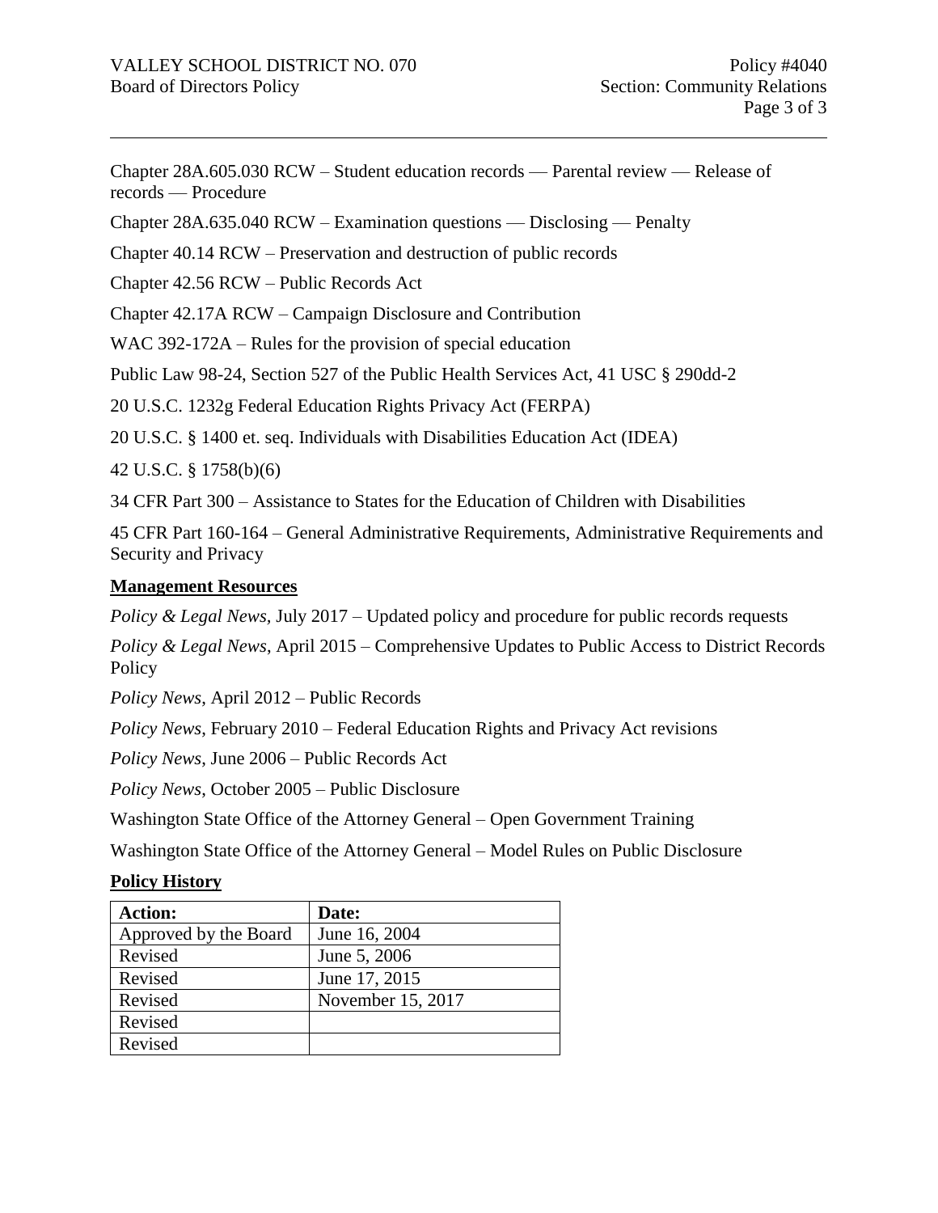Chapter 28A.605.030 RCW – Student education records — Parental review — Release of records — Procedure

Chapter 28A.635.040 RCW – Examination questions — Disclosing — Penalty

Chapter 40.14 RCW – Preservation and destruction of public records

Chapter 42.56 RCW – Public Records Act

Chapter 42.17A RCW – Campaign Disclosure and Contribution

WAC 392-172A – Rules for the provision of special education

Public Law 98-24, Section 527 of the Public Health Services Act, 41 USC § 290dd-2

20 U.S.C. 1232g Federal Education Rights Privacy Act (FERPA)

20 U.S.C. § 1400 et. seq. Individuals with Disabilities Education Act (IDEA)

42 U.S.C. § 1758(b)(6)

34 CFR Part 300 – Assistance to States for the Education of Children with Disabilities

45 CFR Part 160-164 – General Administrative Requirements, Administrative Requirements and Security and Privacy

**Management Resources**

*Policy & Legal News*, July 2017 – Updated policy and procedure for public records requests

*Policy & Legal News*, April 2015 – Comprehensive Updates to Public Access to District Records Policy

*Policy News*, April 2012 – Public Records

*Policy News*, February 2010 – Federal Education Rights and Privacy Act revisions

*Policy News*, June 2006 – Public Records Act

*Policy News*, October 2005 – Public Disclosure

Washington State Office of the Attorney General – Open Government Training

Washington State Office of the Attorney General – Model Rules on Public Disclosure

**Policy History**

| Action: | Date: |
|---|---|
| Approved by the Board | June 16, 2004 |
| Revised | June 5, 2006 |
| Revised | June 17, 2015 |
| Revised | November 15, 2017 |
| Revised | |
| Revised | |